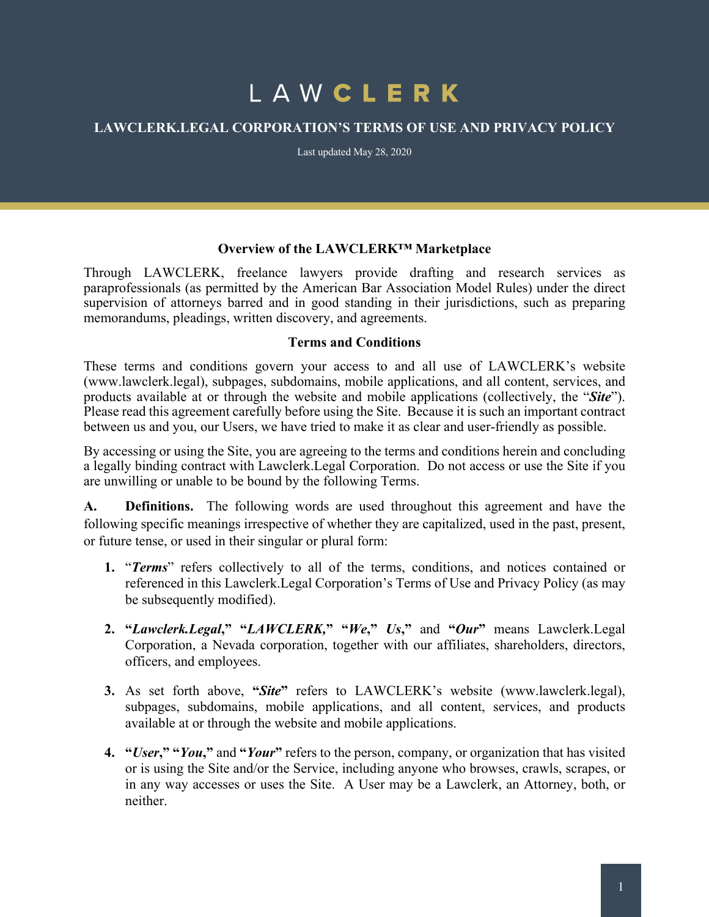# LAWCLERK

## LAWCLERK.LEGAL CORPORATION'S TERMS OF USE AND PRIVACY POLICY

Last updated May 28, 2020

### Overview of the LAWCLERK™ Marketplace

Through LAWCLERK, freelance lawyers provide drafting and research services as paraprofessionals (as permitted by the American Bar Association Model Rules) under the direct supervision of attorneys barred and in good standing in their jurisdictions, such as preparing memorandums, pleadings, written discovery, and agreements.

### Terms and Conditions

These terms and conditions govern your access to and all use of LAWCLERK's website (www.lawclerk.legal), subpages, subdomains, mobile applications, and all content, services, and products available at or through the website and mobile applications (collectively, the "***Site***"). Please read this agreement carefully before using the Site. Because it is such an important contract between us and you, our Users, we have tried to make it as clear and user-friendly as possible.

By accessing or using the Site, you are agreeing to the terms and conditions herein and concluding a legally binding contract with Lawclerk.Legal Corporation. Do not access or use the Site if you are unwilling or unable to be bound by the following Terms.

**A. Definitions.** The following words are used throughout this agreement and have the following specific meanings irrespective of whether they are capitalized, used in the past, present, or future tense, or used in their singular or plural form:

1. "***Terms***" refers collectively to all of the terms, conditions, and notices contained or referenced in this Lawclerk.Legal Corporation's Terms of Use and Privacy Policy (as may be subsequently modified).

2. **"*Lawclerk.Legal*," "*LAWCLERK,*" "*We*," *Us*,"** and **"*Our*"** means Lawclerk.Legal Corporation, a Nevada corporation, together with our affiliates, shareholders, directors, officers, and employees.

3. As set forth above, **"*Site*"** refers to LAWCLERK's website (www.lawclerk.legal), subpages, subdomains, mobile applications, and all content, services, and products available at or through the website and mobile applications.

4. **"*User*," "*You*,"** and **"*Your*"** refers to the person, company, or organization that has visited or is using the Site and/or the Service, including anyone who browses, crawls, scrapes, or in any way accesses or uses the Site. A User may be a Lawclerk, an Attorney, both, or neither.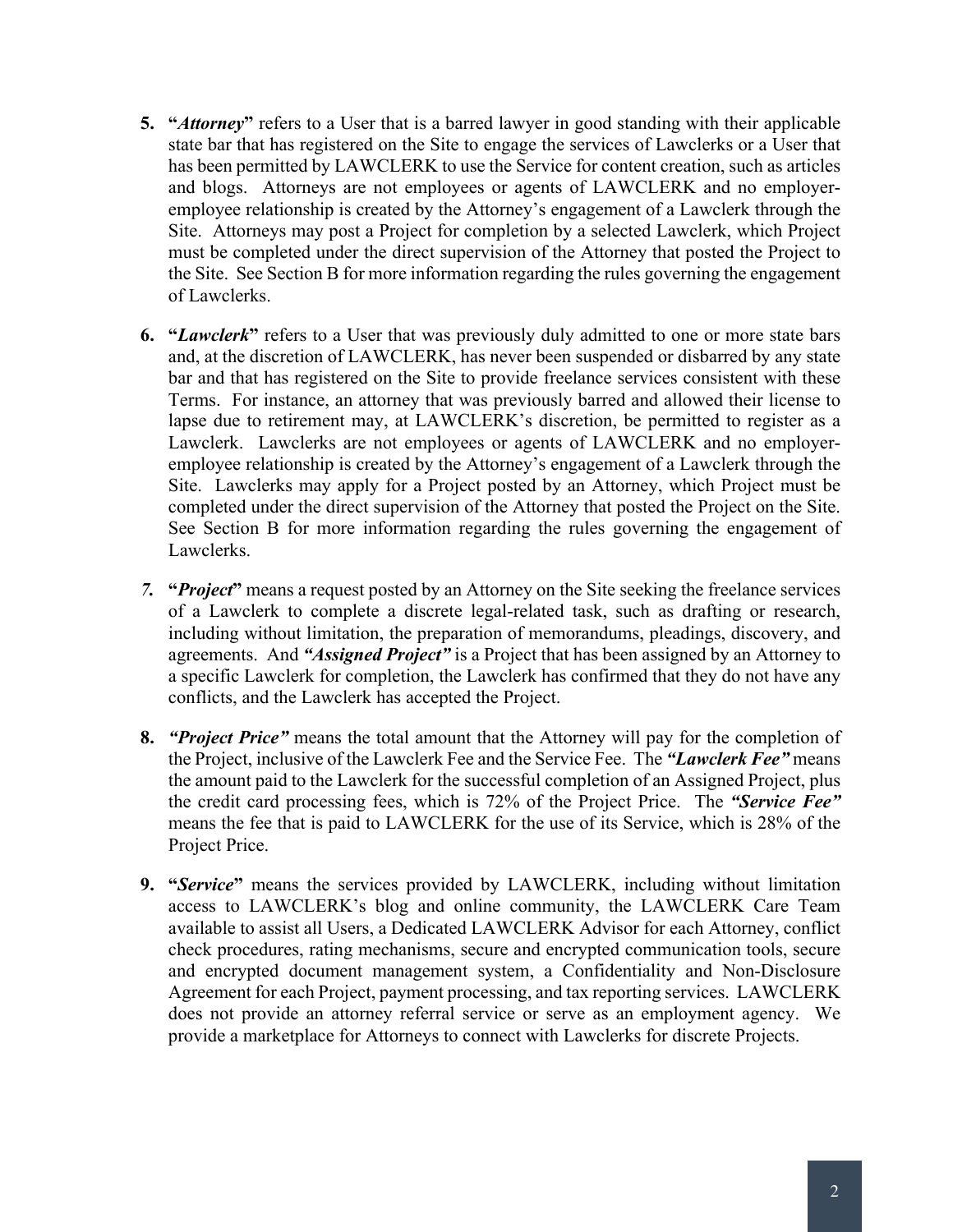5. **"*Attorney*"** refers to a User that is a barred lawyer in good standing with their applicable state bar that has registered on the Site to engage the services of Lawclerks or a User that has been permitted by LAWCLERK to use the Service for content creation, such as articles and blogs. Attorneys are not employees or agents of LAWCLERK and no employer-employee relationship is created by the Attorney's engagement of a Lawclerk through the Site. Attorneys may post a Project for completion by a selected Lawclerk, which Project must be completed under the direct supervision of the Attorney that posted the Project to the Site. See Section B for more information regarding the rules governing the engagement of Lawclerks.

6. **"*Lawclerk*"** refers to a User that was previously duly admitted to one or more state bars and, at the discretion of LAWCLERK, has never been suspended or disbarred by any state bar and that has registered on the Site to provide freelance services consistent with these Terms. For instance, an attorney that was previously barred and allowed their license to lapse due to retirement may, at LAWCLERK's discretion, be permitted to register as a Lawclerk. Lawclerks are not employees or agents of LAWCLERK and no employer-employee relationship is created by the Attorney's engagement of a Lawclerk through the Site. Lawclerks may apply for a Project posted by an Attorney, which Project must be completed under the direct supervision of the Attorney that posted the Project on the Site. See Section B for more information regarding the rules governing the engagement of Lawclerks.

7. **"*Project*"** means a request posted by an Attorney on the Site seeking the freelance services of a Lawclerk to complete a discrete legal-related task, such as drafting or research, including without limitation, the preparation of memorandums, pleadings, discovery, and agreements. And ***"Assigned Project"*** is a Project that has been assigned by an Attorney to a specific Lawclerk for completion, the Lawclerk has confirmed that they do not have any conflicts, and the Lawclerk has accepted the Project.

8. ***"Project Price"*** means the total amount that the Attorney will pay for the completion of the Project, inclusive of the Lawclerk Fee and the Service Fee. The ***"Lawclerk Fee"*** means the amount paid to the Lawclerk for the successful completion of an Assigned Project, plus the credit card processing fees, which is 72% of the Project Price. The ***"Service Fee"*** means the fee that is paid to LAWCLERK for the use of its Service, which is 28% of the Project Price.

9. **"*Service*"** means the services provided by LAWCLERK, including without limitation access to LAWCLERK's blog and online community, the LAWCLERK Care Team available to assist all Users, a Dedicated LAWCLERK Advisor for each Attorney, conflict check procedures, rating mechanisms, secure and encrypted communication tools, secure and encrypted document management system, a Confidentiality and Non-Disclosure Agreement for each Project, payment processing, and tax reporting services. LAWCLERK does not provide an attorney referral service or serve as an employment agency. We provide a marketplace for Attorneys to connect with Lawclerks for discrete Projects.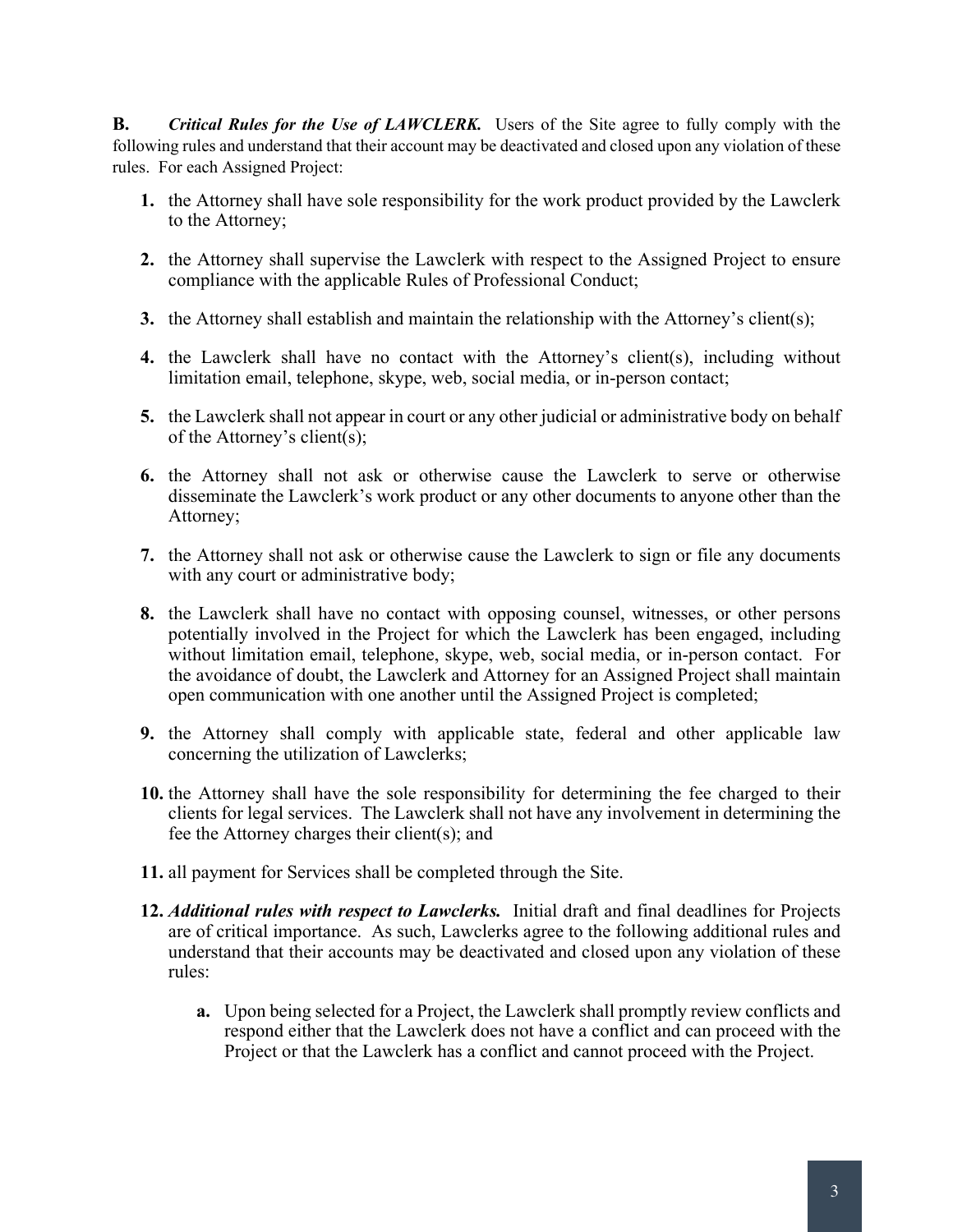**B.** ***Critical Rules for the Use of LAWCLERK.*** Users of the Site agree to fully comply with the following rules and understand that their account may be deactivated and closed upon any violation of these rules. For each Assigned Project:

1. the Attorney shall have sole responsibility for the work product provided by the Lawclerk to the Attorney;

2. the Attorney shall supervise the Lawclerk with respect to the Assigned Project to ensure compliance with the applicable Rules of Professional Conduct;

3. the Attorney shall establish and maintain the relationship with the Attorney's client(s);

4. the Lawclerk shall have no contact with the Attorney's client(s), including without limitation email, telephone, skype, web, social media, or in-person contact;

5. the Lawclerk shall not appear in court or any other judicial or administrative body on behalf of the Attorney's client(s);

6. the Attorney shall not ask or otherwise cause the Lawclerk to serve or otherwise disseminate the Lawclerk's work product or any other documents to anyone other than the Attorney;

7. the Attorney shall not ask or otherwise cause the Lawclerk to sign or file any documents with any court or administrative body;

8. the Lawclerk shall have no contact with opposing counsel, witnesses, or other persons potentially involved in the Project for which the Lawclerk has been engaged, including without limitation email, telephone, skype, web, social media, or in-person contact. For the avoidance of doubt, the Lawclerk and Attorney for an Assigned Project shall maintain open communication with one another until the Assigned Project is completed;

9. the Attorney shall comply with applicable state, federal and other applicable law concerning the utilization of Lawclerks;

10. the Attorney shall have the sole responsibility for determining the fee charged to their clients for legal services. The Lawclerk shall not have any involvement in determining the fee the Attorney charges their client(s); and

11. all payment for Services shall be completed through the Site.

12. ***Additional rules with respect to Lawclerks.*** Initial draft and final deadlines for Projects are of critical importance. As such, Lawclerks agree to the following additional rules and understand that their accounts may be deactivated and closed upon any violation of these rules:

    a. Upon being selected for a Project, the Lawclerk shall promptly review conflicts and respond either that the Lawclerk does not have a conflict and can proceed with the Project or that the Lawclerk has a conflict and cannot proceed with the Project.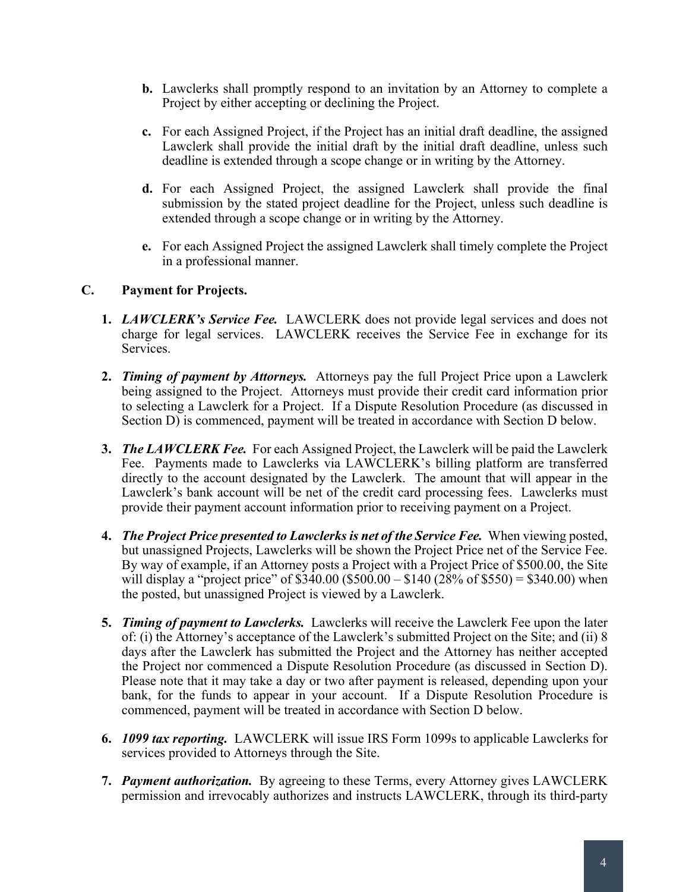b. Lawclerks shall promptly respond to an invitation by an Attorney to complete a Project by either accepting or declining the Project.

c. For each Assigned Project, if the Project has an initial draft deadline, the assigned Lawclerk shall provide the initial draft by the initial draft deadline, unless such deadline is extended through a scope change or in writing by the Attorney.

d. For each Assigned Project, the assigned Lawclerk shall provide the final submission by the stated project deadline for the Project, unless such deadline is extended through a scope change or in writing by the Attorney.

e. For each Assigned Project the assigned Lawclerk shall timely complete the Project in a professional manner.

## C. Payment for Projects.

1. ***LAWCLERK's Service Fee.*** LAWCLERK does not provide legal services and does not charge for legal services. LAWCLERK receives the Service Fee in exchange for its Services.

2. ***Timing of payment by Attorneys.*** Attorneys pay the full Project Price upon a Lawclerk being assigned to the Project. Attorneys must provide their credit card information prior to selecting a Lawclerk for a Project. If a Dispute Resolution Procedure (as discussed in Section D) is commenced, payment will be treated in accordance with Section D below.

3. ***The LAWCLERK Fee.*** For each Assigned Project, the Lawclerk will be paid the Lawclerk Fee. Payments made to Lawclerks via LAWCLERK's billing platform are transferred directly to the account designated by the Lawclerk. The amount that will appear in the Lawclerk's bank account will be net of the credit card processing fees. Lawclerks must provide their payment account information prior to receiving payment on a Project.

4. ***The Project Price presented to Lawclerks is net of the Service Fee.*** When viewing posted, but unassigned Projects, Lawclerks will be shown the Project Price net of the Service Fee. By way of example, if an Attorney posts a Project with a Project Price of $500.00, the Site will display a "project price" of $340.00 ($500.00 – $140 (28% of $550) = $340.00) when the posted, but unassigned Project is viewed by a Lawclerk.

5. ***Timing of payment to Lawclerks.*** Lawclerks will receive the Lawclerk Fee upon the later of: (i) the Attorney's acceptance of the Lawclerk's submitted Project on the Site; and (ii) 8 days after the Lawclerk has submitted the Project and the Attorney has neither accepted the Project nor commenced a Dispute Resolution Procedure (as discussed in Section D). Please note that it may take a day or two after payment is released, depending upon your bank, for the funds to appear in your account. If a Dispute Resolution Procedure is commenced, payment will be treated in accordance with Section D below.

6. ***1099 tax reporting.*** LAWCLERK will issue IRS Form 1099s to applicable Lawclerks for services provided to Attorneys through the Site.

7. ***Payment authorization.*** By agreeing to these Terms, every Attorney gives LAWCLERK permission and irrevocably authorizes and instructs LAWCLERK, through its third-party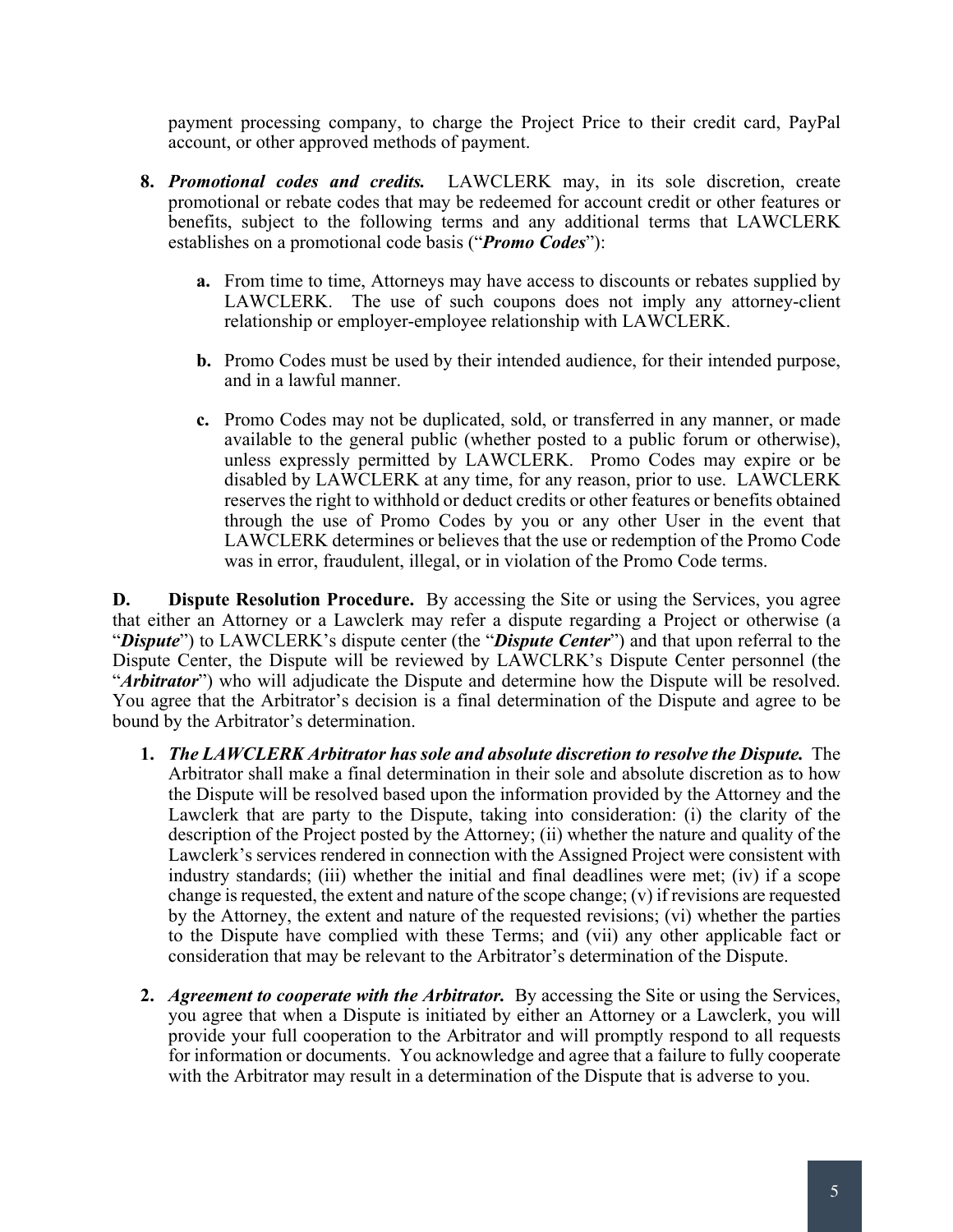payment processing company, to charge the Project Price to their credit card, PayPal account, or other approved methods of payment.

8. ***Promotional codes and credits.*** LAWCLERK may, in its sole discretion, create promotional or rebate codes that may be redeemed for account credit or other features or benefits, subject to the following terms and any additional terms that LAWCLERK establishes on a promotional code basis ("***Promo Codes***"):

   **a.** From time to time, Attorneys may have access to discounts or rebates supplied by LAWCLERK. The use of such coupons does not imply any attorney-client relationship or employer-employee relationship with LAWCLERK.

   **b.** Promo Codes must be used by their intended audience, for their intended purpose, and in a lawful manner.

   **c.** Promo Codes may not be duplicated, sold, or transferred in any manner, or made available to the general public (whether posted to a public forum or otherwise), unless expressly permitted by LAWCLERK. Promo Codes may expire or be disabled by LAWCLERK at any time, for any reason, prior to use. LAWCLERK reserves the right to withhold or deduct credits or other features or benefits obtained through the use of Promo Codes by you or any other User in the event that LAWCLERK determines or believes that the use or redemption of the Promo Code was in error, fraudulent, illegal, or in violation of the Promo Code terms.

**D. Dispute Resolution Procedure.** By accessing the Site or using the Services, you agree that either an Attorney or a Lawclerk may refer a dispute regarding a Project or otherwise (a "***Dispute***") to LAWCLERK's dispute center (the "***Dispute Center***") and that upon referral to the Dispute Center, the Dispute will be reviewed by LAWCLRK's Dispute Center personnel (the "***Arbitrator***") who will adjudicate the Dispute and determine how the Dispute will be resolved. You agree that the Arbitrator's decision is a final determination of the Dispute and agree to be bound by the Arbitrator's determination.

1. ***The LAWCLERK Arbitrator has sole and absolute discretion to resolve the Dispute.*** The Arbitrator shall make a final determination in their sole and absolute discretion as to how the Dispute will be resolved based upon the information provided by the Attorney and the Lawclerk that are party to the Dispute, taking into consideration: (i) the clarity of the description of the Project posted by the Attorney; (ii) whether the nature and quality of the Lawclerk's services rendered in connection with the Assigned Project were consistent with industry standards; (iii) whether the initial and final deadlines were met; (iv) if a scope change is requested, the extent and nature of the scope change; (v) if revisions are requested by the Attorney, the extent and nature of the requested revisions; (vi) whether the parties to the Dispute have complied with these Terms; and (vii) any other applicable fact or consideration that may be relevant to the Arbitrator's determination of the Dispute.

2. ***Agreement to cooperate with the Arbitrator.*** By accessing the Site or using the Services, you agree that when a Dispute is initiated by either an Attorney or a Lawclerk, you will provide your full cooperation to the Arbitrator and will promptly respond to all requests for information or documents. You acknowledge and agree that a failure to fully cooperate with the Arbitrator may result in a determination of the Dispute that is adverse to you.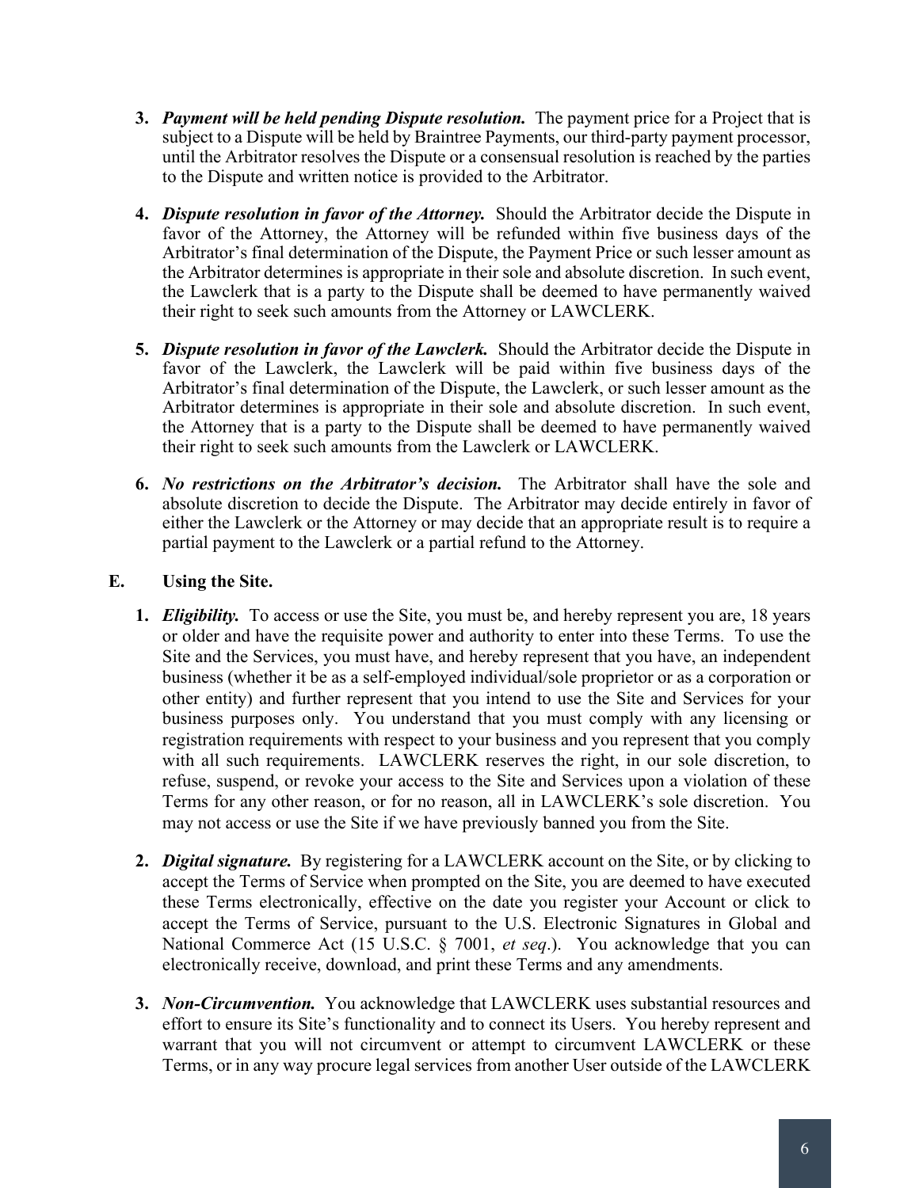3. ***Payment will be held pending Dispute resolution.*** The payment price for a Project that is subject to a Dispute will be held by Braintree Payments, our third-party payment processor, until the Arbitrator resolves the Dispute or a consensual resolution is reached by the parties to the Dispute and written notice is provided to the Arbitrator.

4. ***Dispute resolution in favor of the Attorney.*** Should the Arbitrator decide the Dispute in favor of the Attorney, the Attorney will be refunded within five business days of the Arbitrator's final determination of the Dispute, the Payment Price or such lesser amount as the Arbitrator determines is appropriate in their sole and absolute discretion. In such event, the Lawclerk that is a party to the Dispute shall be deemed to have permanently waived their right to seek such amounts from the Attorney or LAWCLERK.

5. ***Dispute resolution in favor of the Lawclerk.*** Should the Arbitrator decide the Dispute in favor of the Lawclerk, the Lawclerk will be paid within five business days of the Arbitrator's final determination of the Dispute, the Lawclerk, or such lesser amount as the Arbitrator determines is appropriate in their sole and absolute discretion. In such event, the Attorney that is a party to the Dispute shall be deemed to have permanently waived their right to seek such amounts from the Lawclerk or LAWCLERK.

6. ***No restrictions on the Arbitrator's decision.*** The Arbitrator shall have the sole and absolute discretion to decide the Dispute. The Arbitrator may decide entirely in favor of either the Lawclerk or the Attorney or may decide that an appropriate result is to require a partial payment to the Lawclerk or a partial refund to the Attorney.

## E. Using the Site.

1. ***Eligibility.*** To access or use the Site, you must be, and hereby represent you are, 18 years or older and have the requisite power and authority to enter into these Terms. To use the Site and the Services, you must have, and hereby represent that you have, an independent business (whether it be as a self-employed individual/sole proprietor or as a corporation or other entity) and further represent that you intend to use the Site and Services for your business purposes only. You understand that you must comply with any licensing or registration requirements with respect to your business and you represent that you comply with all such requirements. LAWCLERK reserves the right, in our sole discretion, to refuse, suspend, or revoke your access to the Site and Services upon a violation of these Terms for any other reason, or for no reason, all in LAWCLERK's sole discretion. You may not access or use the Site if we have previously banned you from the Site.

2. ***Digital signature.*** By registering for a LAWCLERK account on the Site, or by clicking to accept the Terms of Service when prompted on the Site, you are deemed to have executed these Terms electronically, effective on the date you register your Account or click to accept the Terms of Service, pursuant to the U.S. Electronic Signatures in Global and National Commerce Act (15 U.S.C. § 7001, *et seq*.). You acknowledge that you can electronically receive, download, and print these Terms and any amendments.

3. ***Non-Circumvention.*** You acknowledge that LAWCLERK uses substantial resources and effort to ensure its Site's functionality and to connect its Users. You hereby represent and warrant that you will not circumvent or attempt to circumvent LAWCLERK or these Terms, or in any way procure legal services from another User outside of the LAWCLERK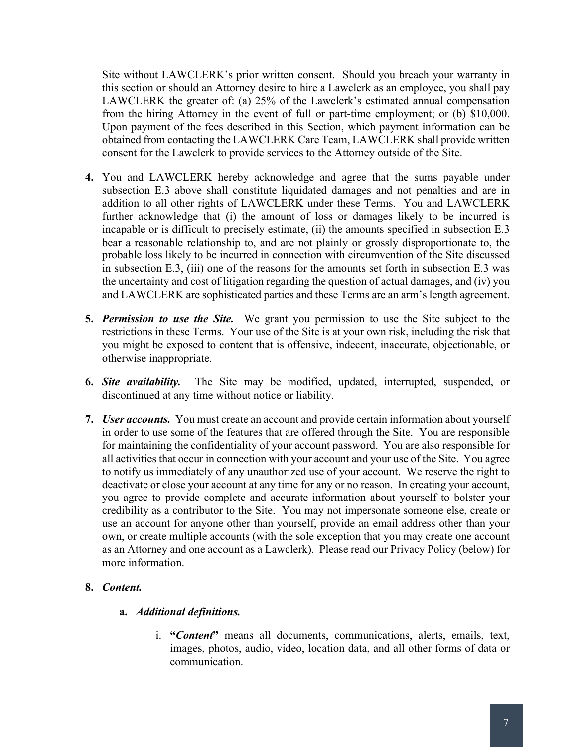Site without LAWCLERK's prior written consent. Should you breach your warranty in this section or should an Attorney desire to hire a Lawclerk as an employee, you shall pay LAWCLERK the greater of: (a) 25% of the Lawclerk's estimated annual compensation from the hiring Attorney in the event of full or part-time employment; or (b) $10,000. Upon payment of the fees described in this Section, which payment information can be obtained from contacting the LAWCLERK Care Team, LAWCLERK shall provide written consent for the Lawclerk to provide services to the Attorney outside of the Site.

4. You and LAWCLERK hereby acknowledge and agree that the sums payable under subsection E.3 above shall constitute liquidated damages and not penalties and are in addition to all other rights of LAWCLERK under these Terms. You and LAWCLERK further acknowledge that (i) the amount of loss or damages likely to be incurred is incapable or is difficult to precisely estimate, (ii) the amounts specified in subsection E.3 bear a reasonable relationship to, and are not plainly or grossly disproportionate to, the probable loss likely to be incurred in connection with circumvention of the Site discussed in subsection E.3, (iii) one of the reasons for the amounts set forth in subsection E.3 was the uncertainty and cost of litigation regarding the question of actual damages, and (iv) you and LAWCLERK are sophisticated parties and these Terms are an arm's length agreement.

5. ***Permission to use the Site.*** We grant you permission to use the Site subject to the restrictions in these Terms. Your use of the Site is at your own risk, including the risk that you might be exposed to content that is offensive, indecent, inaccurate, objectionable, or otherwise inappropriate.

6. ***Site availability.*** The Site may be modified, updated, interrupted, suspended, or discontinued at any time without notice or liability.

7. ***User accounts.*** You must create an account and provide certain information about yourself in order to use some of the features that are offered through the Site. You are responsible for maintaining the confidentiality of your account password. You are also responsible for all activities that occur in connection with your account and your use of the Site. You agree to notify us immediately of any unauthorized use of your account. We reserve the right to deactivate or close your account at any time for any or no reason. In creating your account, you agree to provide complete and accurate information about yourself to bolster your credibility as a contributor to the Site. You may not impersonate someone else, create or use an account for anyone other than yourself, provide an email address other than your own, or create multiple accounts (with the sole exception that you may create one account as an Attorney and one account as a Lawclerk). Please read our Privacy Policy (below) for more information.

8. ***Content.***

   a. ***Additional definitions.***

      i. **"*Content*"** means all documents, communications, alerts, emails, text, images, photos, audio, video, location data, and all other forms of data or communication.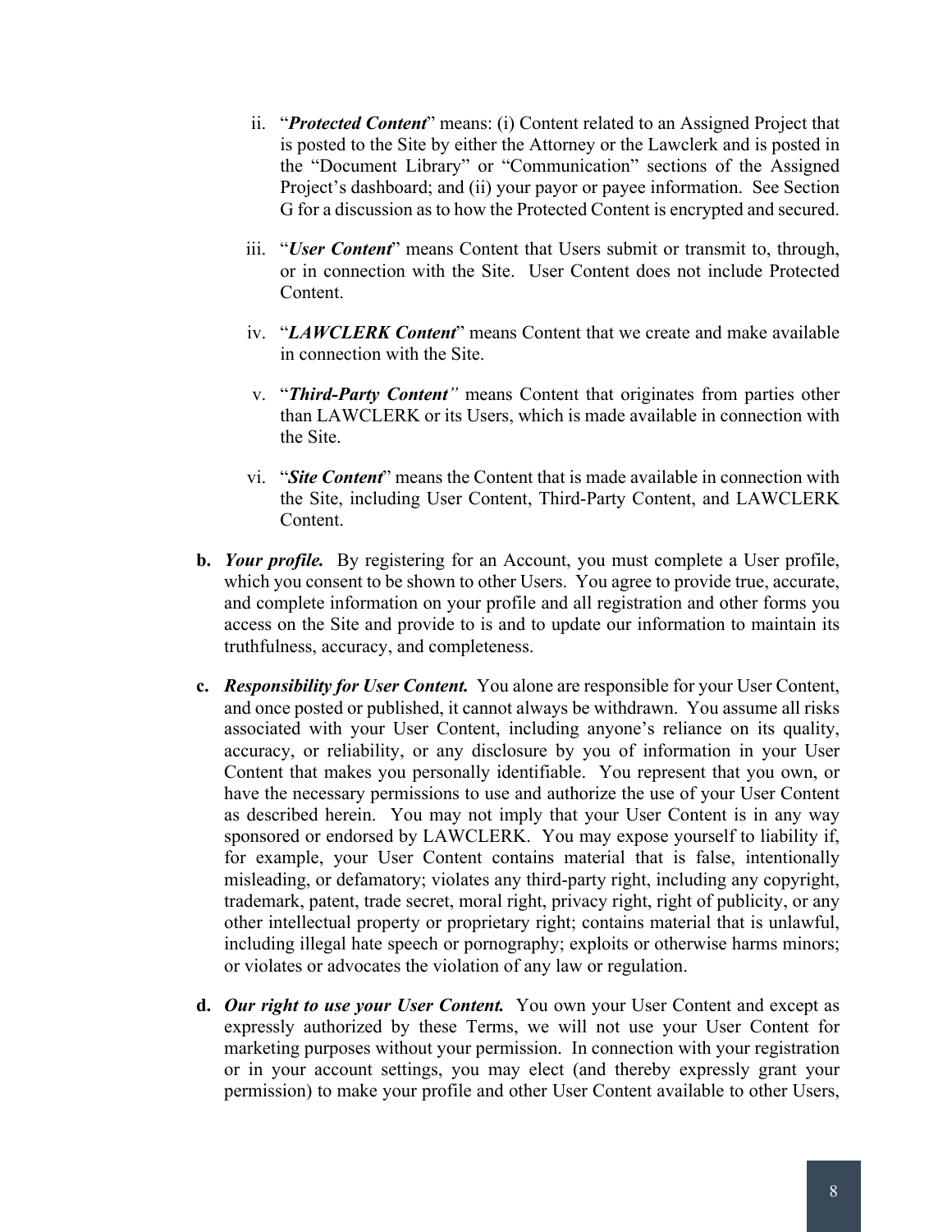ii. "***Protected Content***" means: (i) Content related to an Assigned Project that is posted to the Site by either the Attorney or the Lawclerk and is posted in the "Document Library" or "Communication" sections of the Assigned Project's dashboard; and (ii) your payor or payee information. See Section G for a discussion as to how the Protected Content is encrypted and secured.

   iii. "***User Content***" means Content that Users submit or transmit to, through, or in connection with the Site. User Content does not include Protected Content.

   iv. "***LAWCLERK Content***" means Content that we create and make available in connection with the Site.

   v. "***Third-Party Content***" means Content that originates from parties other than LAWCLERK or its Users, which is made available in connection with the Site.

   vi. "***Site Content***" means the Content that is made available in connection with the Site, including User Content, Third-Party Content, and LAWCLERK Content.

**b.** ***Your profile.*** By registering for an Account, you must complete a User profile, which you consent to be shown to other Users. You agree to provide true, accurate, and complete information on your profile and all registration and other forms you access on the Site and provide to is and to update our information to maintain its truthfulness, accuracy, and completeness.

**c.** ***Responsibility for User Content.*** You alone are responsible for your User Content, and once posted or published, it cannot always be withdrawn. You assume all risks associated with your User Content, including anyone's reliance on its quality, accuracy, or reliability, or any disclosure by you of information in your User Content that makes you personally identifiable. You represent that you own, or have the necessary permissions to use and authorize the use of your User Content as described herein. You may not imply that your User Content is in any way sponsored or endorsed by LAWCLERK. You may expose yourself to liability if, for example, your User Content contains material that is false, intentionally misleading, or defamatory; violates any third-party right, including any copyright, trademark, patent, trade secret, moral right, privacy right, right of publicity, or any other intellectual property or proprietary right; contains material that is unlawful, including illegal hate speech or pornography; exploits or otherwise harms minors; or violates or advocates the violation of any law or regulation.

**d.** ***Our right to use your User Content.*** You own your User Content and except as expressly authorized by these Terms, we will not use your User Content for marketing purposes without your permission. In connection with your registration or in your account settings, you may elect (and thereby expressly grant your permission) to make your profile and other User Content available to other Users,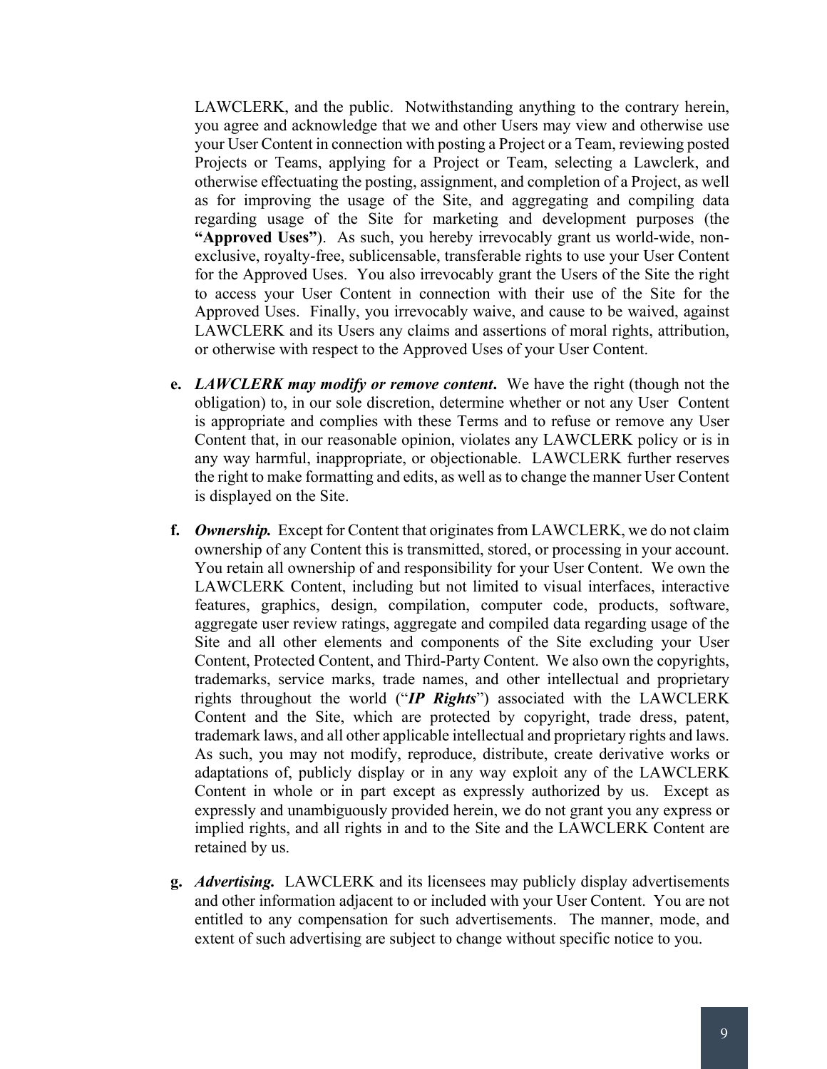LAWCLERK, and the public. Notwithstanding anything to the contrary herein, you agree and acknowledge that we and other Users may view and otherwise use your User Content in connection with posting a Project or a Team, reviewing posted Projects or Teams, applying for a Project or Team, selecting a Lawclerk, and otherwise effectuating the posting, assignment, and completion of a Project, as well as for improving the usage of the Site, and aggregating and compiling data regarding usage of the Site for marketing and development purposes (the **"Approved Uses"**). As such, you hereby irrevocably grant us world-wide, non-exclusive, royalty-free, sublicensable, transferable rights to use your User Content for the Approved Uses. You also irrevocably grant the Users of the Site the right to access your User Content in connection with their use of the Site for the Approved Uses. Finally, you irrevocably waive, and cause to be waived, against LAWCLERK and its Users any claims and assertions of moral rights, attribution, or otherwise with respect to the Approved Uses of your User Content.

**e.** ***LAWCLERK may modify or remove content*.** We have the right (though not the obligation) to, in our sole discretion, determine whether or not any User Content is appropriate and complies with these Terms and to refuse or remove any User Content that, in our reasonable opinion, violates any LAWCLERK policy or is in any way harmful, inappropriate, or objectionable. LAWCLERK further reserves the right to make formatting and edits, as well as to change the manner User Content is displayed on the Site.

**f.** ***Ownership.*** Except for Content that originates from LAWCLERK, we do not claim ownership of any Content this is transmitted, stored, or processing in your account. You retain all ownership of and responsibility for your User Content. We own the LAWCLERK Content, including but not limited to visual interfaces, interactive features, graphics, design, compilation, computer code, products, software, aggregate user review ratings, aggregate and compiled data regarding usage of the Site and all other elements and components of the Site excluding your User Content, Protected Content, and Third-Party Content. We also own the copyrights, trademarks, service marks, trade names, and other intellectual and proprietary rights throughout the world ("***IP Rights***") associated with the LAWCLERK Content and the Site, which are protected by copyright, trade dress, patent, trademark laws, and all other applicable intellectual and proprietary rights and laws. As such, you may not modify, reproduce, distribute, create derivative works or adaptations of, publicly display or in any way exploit any of the LAWCLERK Content in whole or in part except as expressly authorized by us. Except as expressly and unambiguously provided herein, we do not grant you any express or implied rights, and all rights in and to the Site and the LAWCLERK Content are retained by us.

**g.** ***Advertising.*** LAWCLERK and its licensees may publicly display advertisements and other information adjacent to or included with your User Content. You are not entitled to any compensation for such advertisements. The manner, mode, and extent of such advertising are subject to change without specific notice to you.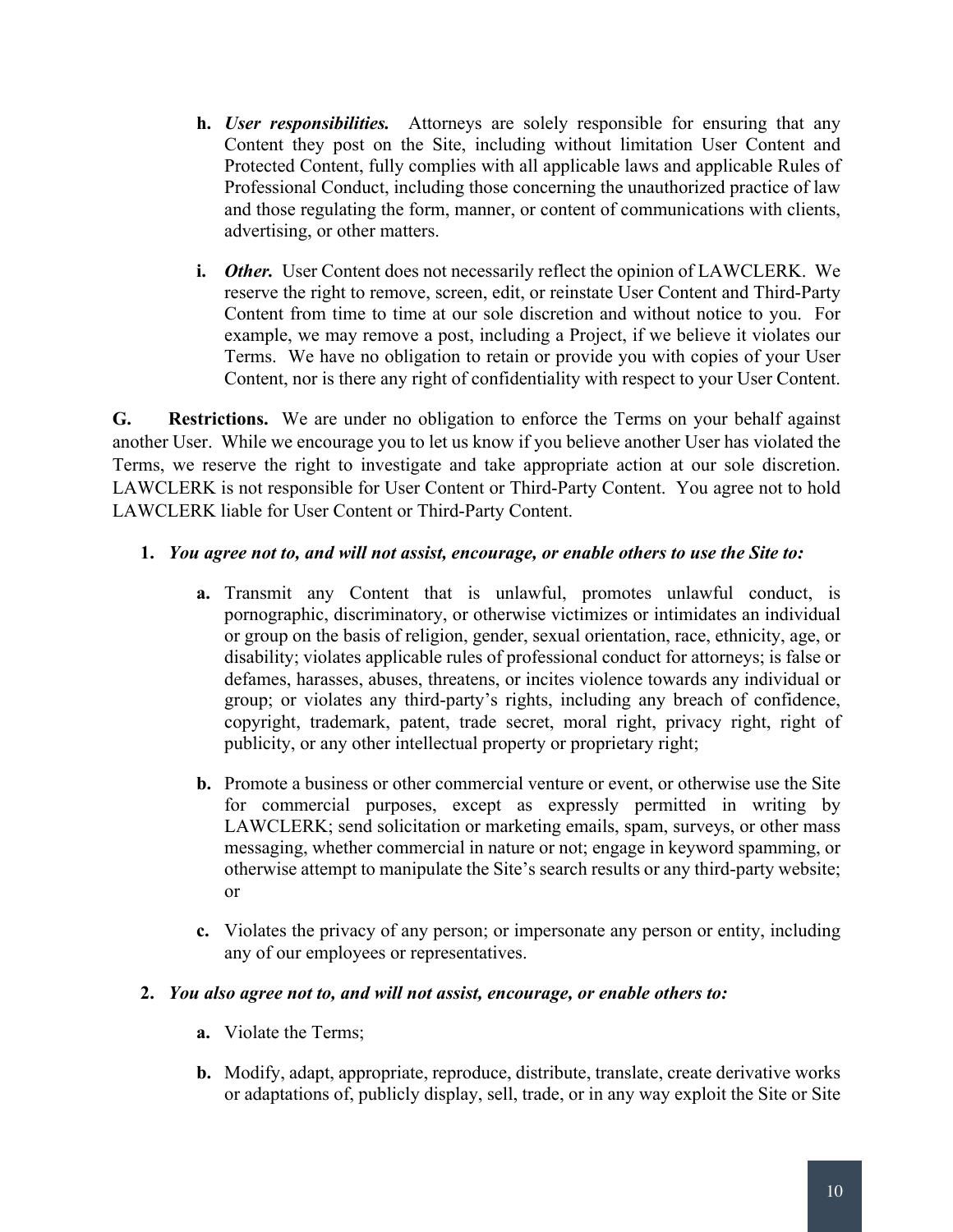- **h.** ***User responsibilities.*** Attorneys are solely responsible for ensuring that any Content they post on the Site, including without limitation User Content and Protected Content, fully complies with all applicable laws and applicable Rules of Professional Conduct, including those concerning the unauthorized practice of law and those regulating the form, manner, or content of communications with clients, advertising, or other matters.

- **i.** ***Other.*** User Content does not necessarily reflect the opinion of LAWCLERK. We reserve the right to remove, screen, edit, or reinstate User Content and Third-Party Content from time to time at our sole discretion and without notice to you. For example, we may remove a post, including a Project, if we believe it violates our Terms. We have no obligation to retain or provide you with copies of your User Content, nor is there any right of confidentiality with respect to your User Content.

**G. Restrictions.** We are under no obligation to enforce the Terms on your behalf against another User. While we encourage you to let us know if you believe another User has violated the Terms, we reserve the right to investigate and take appropriate action at our sole discretion. LAWCLERK is not responsible for User Content or Third-Party Content. You agree not to hold LAWCLERK liable for User Content or Third-Party Content.

**1.** ***You agree not to, and will not assist, encourage, or enable others to use the Site to:***

- **a.** Transmit any Content that is unlawful, promotes unlawful conduct, is pornographic, discriminatory, or otherwise victimizes or intimidates an individual or group on the basis of religion, gender, sexual orientation, race, ethnicity, age, or disability; violates applicable rules of professional conduct for attorneys; is false or defames, harasses, abuses, threatens, or incites violence towards any individual or group; or violates any third-party's rights, including any breach of confidence, copyright, trademark, patent, trade secret, moral right, privacy right, right of publicity, or any other intellectual property or proprietary right;

- **b.** Promote a business or other commercial venture or event, or otherwise use the Site for commercial purposes, except as expressly permitted in writing by LAWCLERK; send solicitation or marketing emails, spam, surveys, or other mass messaging, whether commercial in nature or not; engage in keyword spamming, or otherwise attempt to manipulate the Site's search results or any third-party website; or

- **c.** Violates the privacy of any person; or impersonate any person or entity, including any of our employees or representatives.

**2.** ***You also agree not to, and will not assist, encourage, or enable others to:***

- **a.** Violate the Terms;

- **b.** Modify, adapt, appropriate, reproduce, distribute, translate, create derivative works or adaptations of, publicly display, sell, trade, or in any way exploit the Site or Site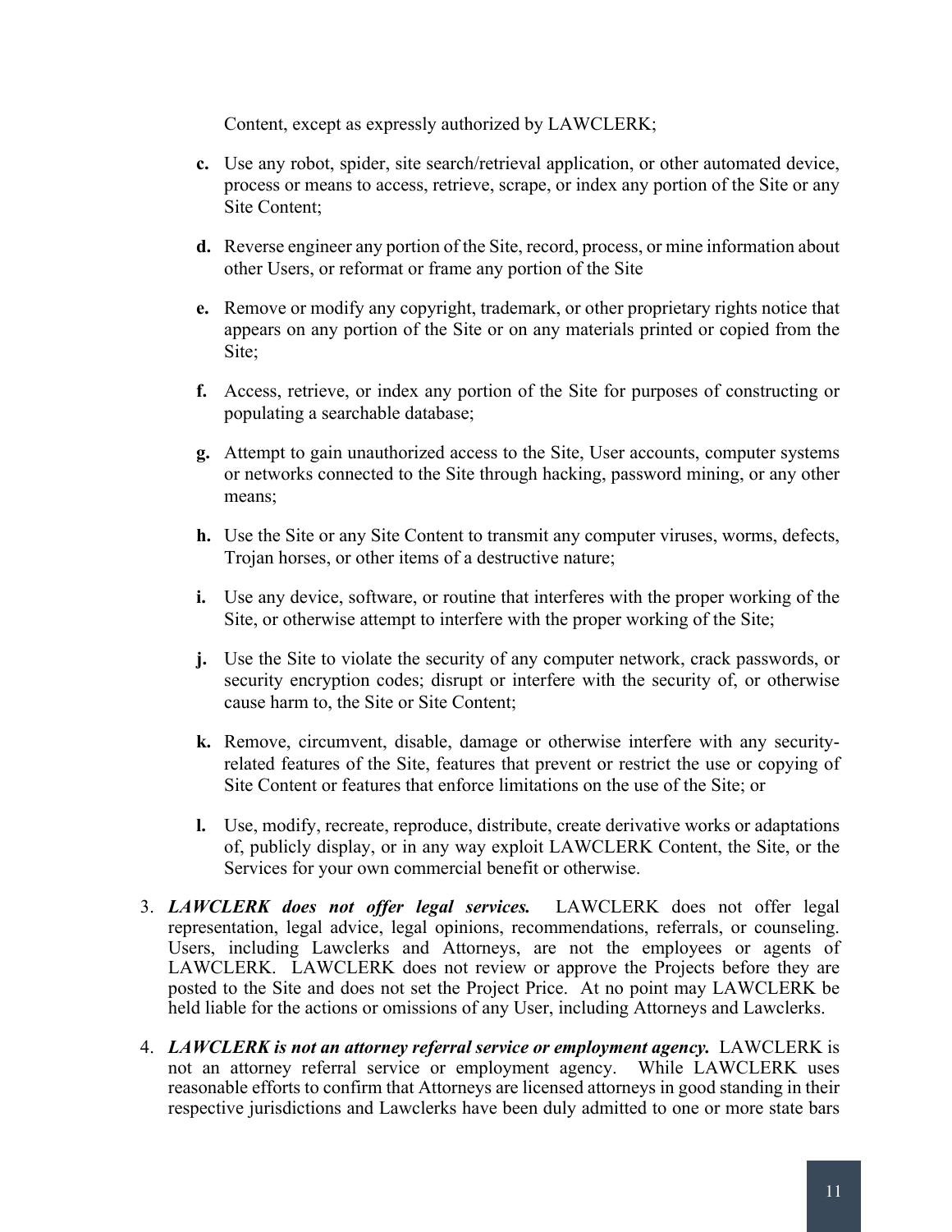Content, except as expressly authorized by LAWCLERK;

- **c.** Use any robot, spider, site search/retrieval application, or other automated device, process or means to access, retrieve, scrape, or index any portion of the Site or any Site Content;

- **d.** Reverse engineer any portion of the Site, record, process, or mine information about other Users, or reformat or frame any portion of the Site

- **e.** Remove or modify any copyright, trademark, or other proprietary rights notice that appears on any portion of the Site or on any materials printed or copied from the Site;

- **f.** Access, retrieve, or index any portion of the Site for purposes of constructing or populating a searchable database;

- **g.** Attempt to gain unauthorized access to the Site, User accounts, computer systems or networks connected to the Site through hacking, password mining, or any other means;

- **h.** Use the Site or any Site Content to transmit any computer viruses, worms, defects, Trojan horses, or other items of a destructive nature;

- **i.** Use any device, software, or routine that interferes with the proper working of the Site, or otherwise attempt to interfere with the proper working of the Site;

- **j.** Use the Site to violate the security of any computer network, crack passwords, or security encryption codes; disrupt or interfere with the security of, or otherwise cause harm to, the Site or Site Content;

- **k.** Remove, circumvent, disable, damage or otherwise interfere with any security-related features of the Site, features that prevent or restrict the use or copying of Site Content or features that enforce limitations on the use of the Site; or

- **l.** Use, modify, recreate, reproduce, distribute, create derivative works or adaptations of, publicly display, or in any way exploit LAWCLERK Content, the Site, or the Services for your own commercial benefit or otherwise.

3. ***LAWCLERK does not offer legal services.*** LAWCLERK does not offer legal representation, legal advice, legal opinions, recommendations, referrals, or counseling. Users, including Lawclerks and Attorneys, are not the employees or agents of LAWCLERK. LAWCLERK does not review or approve the Projects before they are posted to the Site and does not set the Project Price. At no point may LAWCLERK be held liable for the actions or omissions of any User, including Attorneys and Lawclerks.

4. ***LAWCLERK is not an attorney referral service or employment agency.*** LAWCLERK is not an attorney referral service or employment agency. While LAWCLERK uses reasonable efforts to confirm that Attorneys are licensed attorneys in good standing in their respective jurisdictions and Lawclerks have been duly admitted to one or more state bars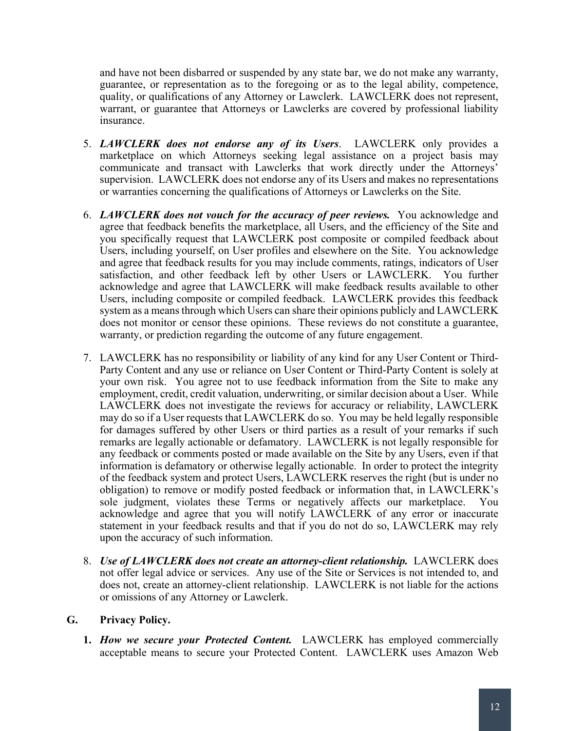and have not been disbarred or suspended by any state bar, we do not make any warranty, guarantee, or representation as to the foregoing or as to the legal ability, competence, quality, or qualifications of any Attorney or Lawclerk. LAWCLERK does not represent, warrant, or guarantee that Attorneys or Lawclerks are covered by professional liability insurance.

5. ***LAWCLERK does not endorse any of its Users***. LAWCLERK only provides a marketplace on which Attorneys seeking legal assistance on a project basis may communicate and transact with Lawclerks that work directly under the Attorneys' supervision. LAWCLERK does not endorse any of its Users and makes no representations or warranties concerning the qualifications of Attorneys or Lawclerks on the Site.

6. ***LAWCLERK does not vouch for the accuracy of peer reviews.*** You acknowledge and agree that feedback benefits the marketplace, all Users, and the efficiency of the Site and you specifically request that LAWCLERK post composite or compiled feedback about Users, including yourself, on User profiles and elsewhere on the Site. You acknowledge and agree that feedback results for you may include comments, ratings, indicators of User satisfaction, and other feedback left by other Users or LAWCLERK. You further acknowledge and agree that LAWCLERK will make feedback results available to other Users, including composite or compiled feedback. LAWCLERK provides this feedback system as a means through which Users can share their opinions publicly and LAWCLERK does not monitor or censor these opinions. These reviews do not constitute a guarantee, warranty, or prediction regarding the outcome of any future engagement.

7. LAWCLERK has no responsibility or liability of any kind for any User Content or Third-Party Content and any use or reliance on User Content or Third-Party Content is solely at your own risk. You agree not to use feedback information from the Site to make any employment, credit, credit valuation, underwriting, or similar decision about a User. While LAWCLERK does not investigate the reviews for accuracy or reliability, LAWCLERK may do so if a User requests that LAWCLERK do so. You may be held legally responsible for damages suffered by other Users or third parties as a result of your remarks if such remarks are legally actionable or defamatory. LAWCLERK is not legally responsible for any feedback or comments posted or made available on the Site by any Users, even if that information is defamatory or otherwise legally actionable. In order to protect the integrity of the feedback system and protect Users, LAWCLERK reserves the right (but is under no obligation) to remove or modify posted feedback or information that, in LAWCLERK's sole judgment, violates these Terms or negatively affects our marketplace. You acknowledge and agree that you will notify LAWCLERK of any error or inaccurate statement in your feedback results and that if you do not do so, LAWCLERK may rely upon the accuracy of such information.

8. ***Use of LAWCLERK does not create an attorney-client relationship.*** LAWCLERK does not offer legal advice or services. Any use of the Site or Services is not intended to, and does not, create an attorney-client relationship. LAWCLERK is not liable for the actions or omissions of any Attorney or Lawclerk.

## G. Privacy Policy.

1. ***How we secure your Protected Content.*** LAWCLERK has employed commercially acceptable means to secure your Protected Content. LAWCLERK uses Amazon Web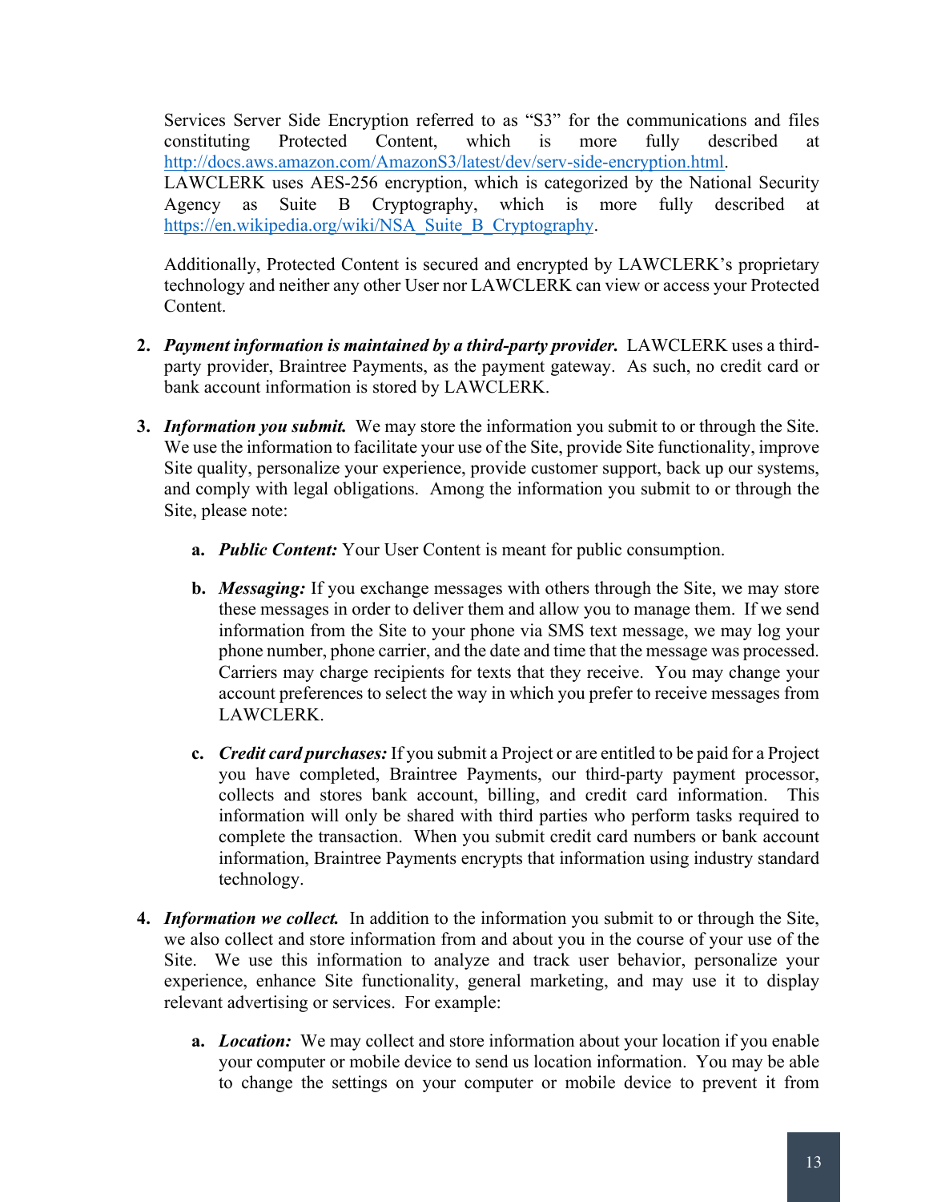Services Server Side Encryption referred to as "S3" for the communications and files constituting Protected Content, which is more fully described at [http://docs.aws.amazon.com/AmazonS3/latest/dev/serv-side-encryption.html](http://docs.aws.amazon.com/AmazonS3/latest/dev/serv-side-encryption.html). LAWCLERK uses AES-256 encryption, which is categorized by the National Security Agency as Suite B Cryptography, which is more fully described at [https://en.wikipedia.org/wiki/NSA_Suite_B_Cryptography](https://en.wikipedia.org/wiki/NSA_Suite_B_Cryptography).

Additionally, Protected Content is secured and encrypted by LAWCLERK's proprietary technology and neither any other User nor LAWCLERK can view or access your Protected Content.

2. ***Payment information is maintained by a third-party provider.*** LAWCLERK uses a third-party provider, Braintree Payments, as the payment gateway. As such, no credit card or bank account information is stored by LAWCLERK.

3. ***Information you submit.*** We may store the information you submit to or through the Site. We use the information to facilitate your use of the Site, provide Site functionality, improve Site quality, personalize your experience, provide customer support, back up our systems, and comply with legal obligations. Among the information you submit to or through the Site, please note:

   a. ***Public Content:*** Your User Content is meant for public consumption.

   b. ***Messaging:*** If you exchange messages with others through the Site, we may store these messages in order to deliver them and allow you to manage them. If we send information from the Site to your phone via SMS text message, we may log your phone number, phone carrier, and the date and time that the message was processed. Carriers may charge recipients for texts that they receive. You may change your account preferences to select the way in which you prefer to receive messages from LAWCLERK.

   c. ***Credit card purchases:*** If you submit a Project or are entitled to be paid for a Project you have completed, Braintree Payments, our third-party payment processor, collects and stores bank account, billing, and credit card information. This information will only be shared with third parties who perform tasks required to complete the transaction. When you submit credit card numbers or bank account information, Braintree Payments encrypts that information using industry standard technology.

4. ***Information we collect.*** In addition to the information you submit to or through the Site, we also collect and store information from and about you in the course of your use of the Site. We use this information to analyze and track user behavior, personalize your experience, enhance Site functionality, general marketing, and may use it to display relevant advertising or services. For example:

   a. ***Location:*** We may collect and store information about your location if you enable your computer or mobile device to send us location information. You may be able to change the settings on your computer or mobile device to prevent it from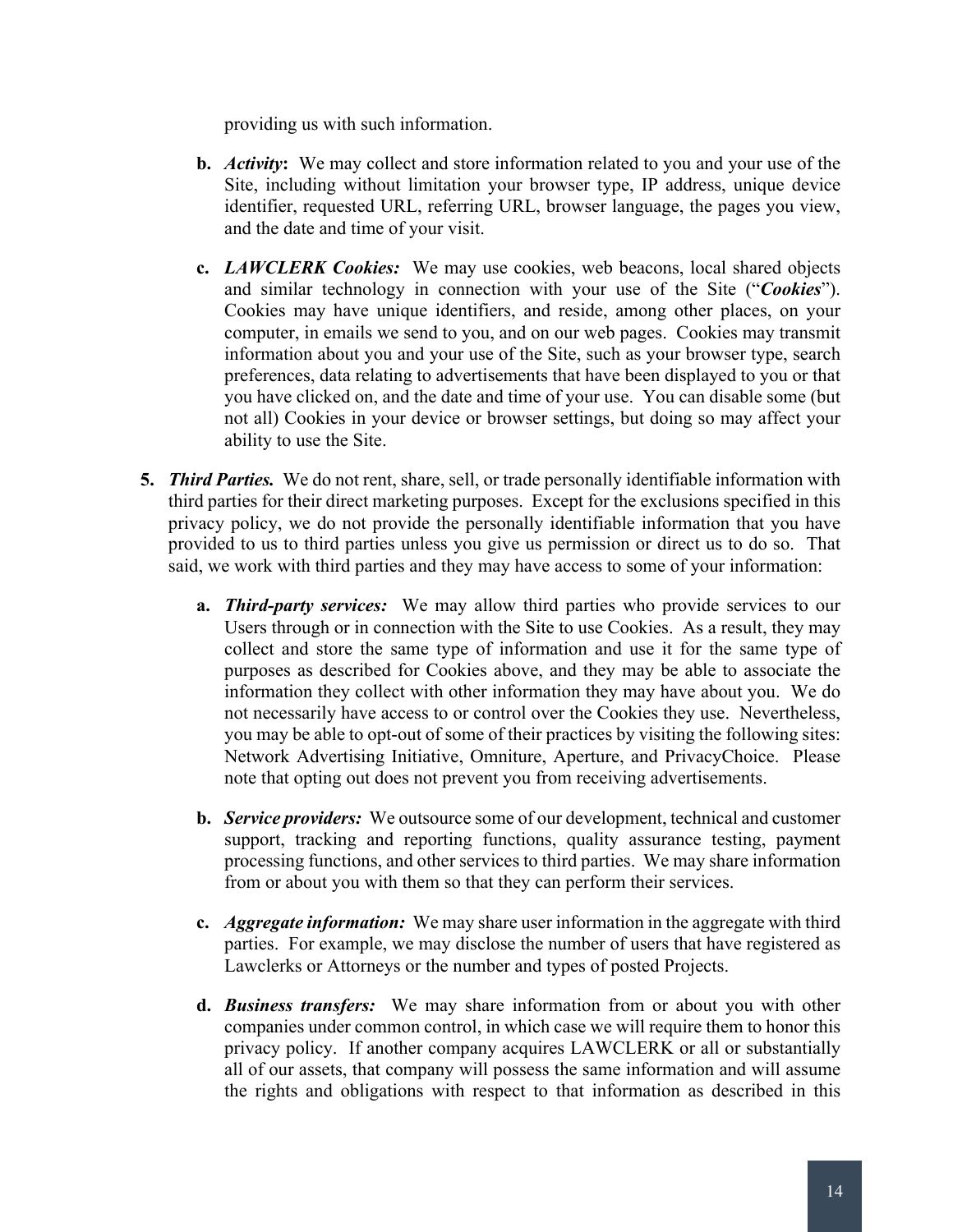providing us with such information.

   b. ***Activity*:** We may collect and store information related to you and your use of the Site, including without limitation your browser type, IP address, unique device identifier, requested URL, referring URL, browser language, the pages you view, and the date and time of your visit.

   c. ***LAWCLERK Cookies:*** We may use cookies, web beacons, local shared objects and similar technology in connection with your use of the Site ("***Cookies***"). Cookies may have unique identifiers, and reside, among other places, on your computer, in emails we send to you, and on our web pages. Cookies may transmit information about you and your use of the Site, such as your browser type, search preferences, data relating to advertisements that have been displayed to you or that you have clicked on, and the date and time of your use. You can disable some (but not all) Cookies in your device or browser settings, but doing so may affect your ability to use the Site.

5. ***Third Parties.*** We do not rent, share, sell, or trade personally identifiable information with third parties for their direct marketing purposes. Except for the exclusions specified in this privacy policy, we do not provide the personally identifiable information that you have provided to us to third parties unless you give us permission or direct us to do so. That said, we work with third parties and they may have access to some of your information:

   a. ***Third-party services:*** We may allow third parties who provide services to our Users through or in connection with the Site to use Cookies. As a result, they may collect and store the same type of information and use it for the same type of purposes as described for Cookies above, and they may be able to associate the information they collect with other information they may have about you. We do not necessarily have access to or control over the Cookies they use. Nevertheless, you may be able to opt-out of some of their practices by visiting the following sites: Network Advertising Initiative, Omniture, Aperture, and PrivacyChoice. Please note that opting out does not prevent you from receiving advertisements.

   b. ***Service providers:*** We outsource some of our development, technical and customer support, tracking and reporting functions, quality assurance testing, payment processing functions, and other services to third parties. We may share information from or about you with them so that they can perform their services.

   c. ***Aggregate information:*** We may share user information in the aggregate with third parties. For example, we may disclose the number of users that have registered as Lawclerks or Attorneys or the number and types of posted Projects.

   d. ***Business transfers:*** We may share information from or about you with other companies under common control, in which case we will require them to honor this privacy policy. If another company acquires LAWCLERK or all or substantially all of our assets, that company will possess the same information and will assume the rights and obligations with respect to that information as described in this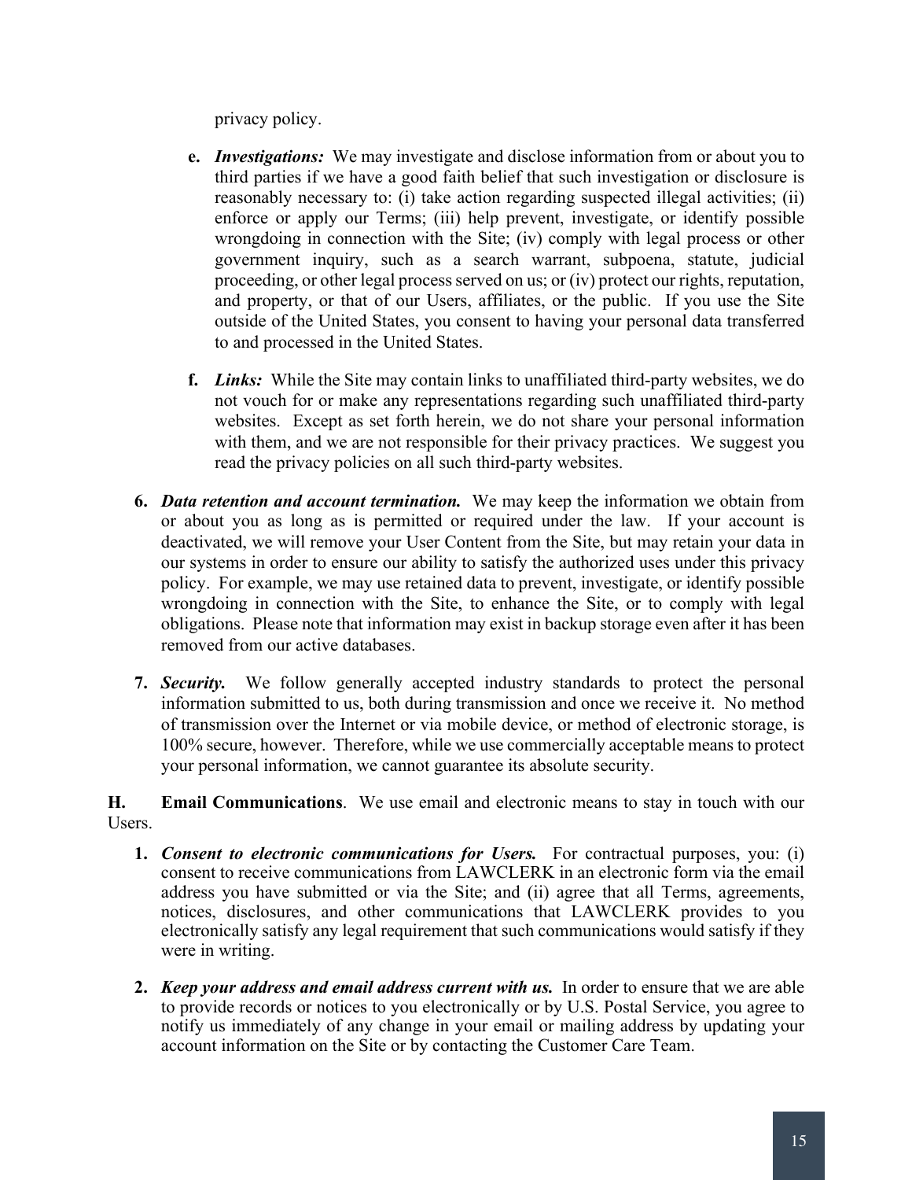privacy policy.

   e. ***Investigations:*** We may investigate and disclose information from or about you to third parties if we have a good faith belief that such investigation or disclosure is reasonably necessary to: (i) take action regarding suspected illegal activities; (ii) enforce or apply our Terms; (iii) help prevent, investigate, or identify possible wrongdoing in connection with the Site; (iv) comply with legal process or other government inquiry, such as a search warrant, subpoena, statute, judicial proceeding, or other legal process served on us; or (iv) protect our rights, reputation, and property, or that of our Users, affiliates, or the public. If you use the Site outside of the United States, you consent to having your personal data transferred to and processed in the United States.

   f. ***Links:*** While the Site may contain links to unaffiliated third-party websites, we do not vouch for or make any representations regarding such unaffiliated third-party websites. Except as set forth herein, we do not share your personal information with them, and we are not responsible for their privacy practices. We suggest you read the privacy policies on all such third-party websites.

6. ***Data retention and account termination.*** We may keep the information we obtain from or about you as long as is permitted or required under the law. If your account is deactivated, we will remove your User Content from the Site, but may retain your data in our systems in order to ensure our ability to satisfy the authorized uses under this privacy policy. For example, we may use retained data to prevent, investigate, or identify possible wrongdoing in connection with the Site, to enhance the Site, or to comply with legal obligations. Please note that information may exist in backup storage even after it has been removed from our active databases.

7. ***Security.*** We follow generally accepted industry standards to protect the personal information submitted to us, both during transmission and once we receive it. No method of transmission over the Internet or via mobile device, or method of electronic storage, is 100% secure, however. Therefore, while we use commercially acceptable means to protect your personal information, we cannot guarantee its absolute security.

**H. Email Communications**. We use email and electronic means to stay in touch with our Users.

1. ***Consent to electronic communications for Users.*** For contractual purposes, you: (i) consent to receive communications from LAWCLERK in an electronic form via the email address you have submitted or via the Site; and (ii) agree that all Terms, agreements, notices, disclosures, and other communications that LAWCLERK provides to you electronically satisfy any legal requirement that such communications would satisfy if they were in writing.

2. ***Keep your address and email address current with us.*** In order to ensure that we are able to provide records or notices to you electronically or by U.S. Postal Service, you agree to notify us immediately of any change in your email or mailing address by updating your account information on the Site or by contacting the Customer Care Team.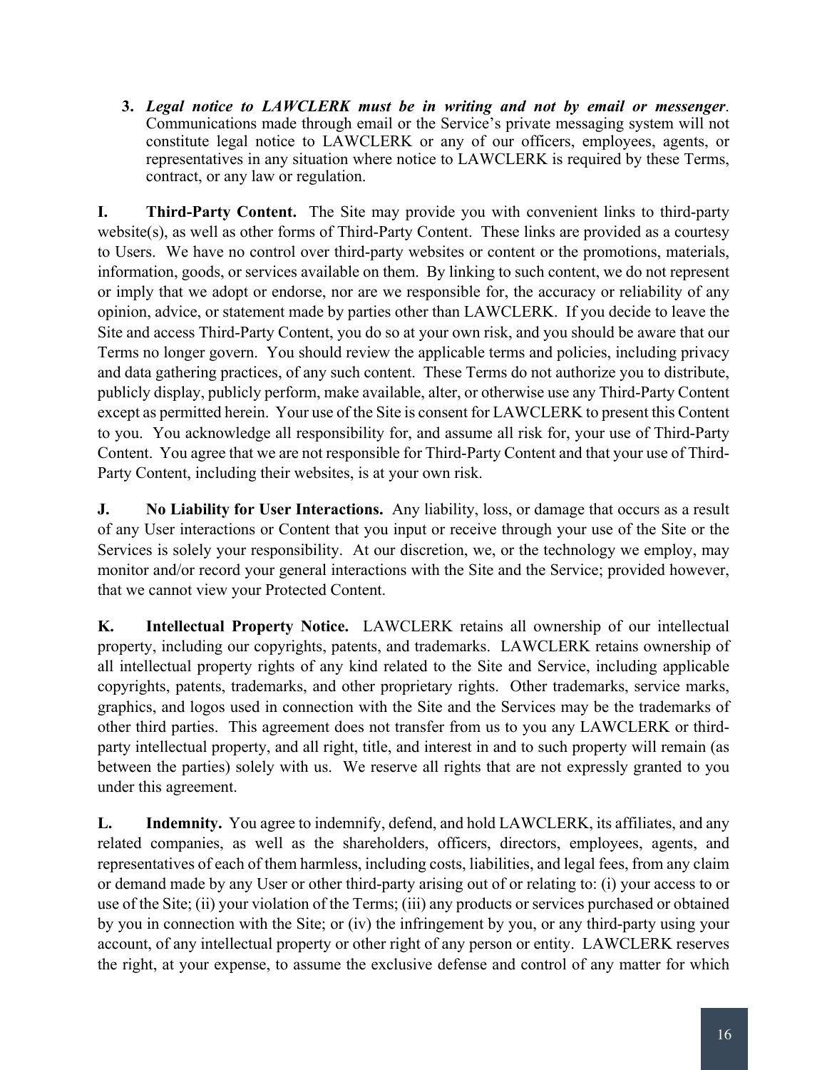3. ***Legal notice to LAWCLERK must be in writing and not by email or messenger***. Communications made through email or the Service's private messaging system will not constitute legal notice to LAWCLERK or any of our officers, employees, agents, or representatives in any situation where notice to LAWCLERK is required by these Terms, contract, or any law or regulation.

**I. Third-Party Content.** The Site may provide you with convenient links to third-party website(s), as well as other forms of Third-Party Content. These links are provided as a courtesy to Users. We have no control over third-party websites or content or the promotions, materials, information, goods, or services available on them. By linking to such content, we do not represent or imply that we adopt or endorse, nor are we responsible for, the accuracy or reliability of any opinion, advice, or statement made by parties other than LAWCLERK. If you decide to leave the Site and access Third-Party Content, you do so at your own risk, and you should be aware that our Terms no longer govern. You should review the applicable terms and policies, including privacy and data gathering practices, of any such content. These Terms do not authorize you to distribute, publicly display, publicly perform, make available, alter, or otherwise use any Third-Party Content except as permitted herein. Your use of the Site is consent for LAWCLERK to present this Content to you. You acknowledge all responsibility for, and assume all risk for, your use of Third-Party Content. You agree that we are not responsible for Third-Party Content and that your use of Third-Party Content, including their websites, is at your own risk.

**J. No Liability for User Interactions.** Any liability, loss, or damage that occurs as a result of any User interactions or Content that you input or receive through your use of the Site or the Services is solely your responsibility. At our discretion, we, or the technology we employ, may monitor and/or record your general interactions with the Site and the Service; provided however, that we cannot view your Protected Content.

**K. Intellectual Property Notice.** LAWCLERK retains all ownership of our intellectual property, including our copyrights, patents, and trademarks. LAWCLERK retains ownership of all intellectual property rights of any kind related to the Site and Service, including applicable copyrights, patents, trademarks, and other proprietary rights. Other trademarks, service marks, graphics, and logos used in connection with the Site and the Services may be the trademarks of other third parties. This agreement does not transfer from us to you any LAWCLERK or third-party intellectual property, and all right, title, and interest in and to such property will remain (as between the parties) solely with us. We reserve all rights that are not expressly granted to you under this agreement.

**L. Indemnity.** You agree to indemnify, defend, and hold LAWCLERK, its affiliates, and any related companies, as well as the shareholders, officers, directors, employees, agents, and representatives of each of them harmless, including costs, liabilities, and legal fees, from any claim or demand made by any User or other third-party arising out of or relating to: (i) your access to or use of the Site; (ii) your violation of the Terms; (iii) any products or services purchased or obtained by you in connection with the Site; or (iv) the infringement by you, or any third-party using your account, of any intellectual property or other right of any person or entity. LAWCLERK reserves the right, at your expense, to assume the exclusive defense and control of any matter for which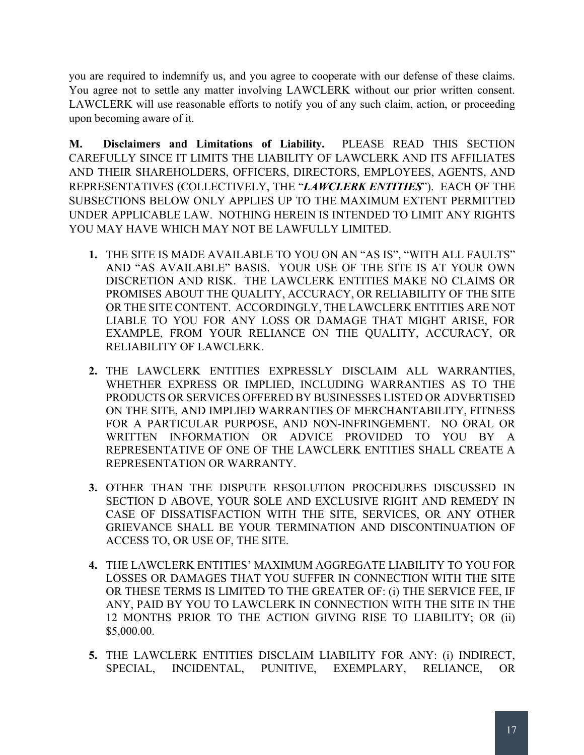you are required to indemnify us, and you agree to cooperate with our defense of these claims. You agree not to settle any matter involving LAWCLERK without our prior written consent. LAWCLERK will use reasonable efforts to notify you of any such claim, action, or proceeding upon becoming aware of it.

**M. Disclaimers and Limitations of Liability.** PLEASE READ THIS SECTION CAREFULLY SINCE IT LIMITS THE LIABILITY OF LAWCLERK AND ITS AFFILIATES AND THEIR SHAREHOLDERS, OFFICERS, DIRECTORS, EMPLOYEES, AGENTS, AND REPRESENTATIVES (COLLECTIVELY, THE "***LAWCLERK ENTITIES***"). EACH OF THE SUBSECTIONS BELOW ONLY APPLIES UP TO THE MAXIMUM EXTENT PERMITTED UNDER APPLICABLE LAW. NOTHING HEREIN IS INTENDED TO LIMIT ANY RIGHTS YOU MAY HAVE WHICH MAY NOT BE LAWFULLY LIMITED.

1. THE SITE IS MADE AVAILABLE TO YOU ON AN "AS IS", "WITH ALL FAULTS" AND "AS AVAILABLE" BASIS. YOUR USE OF THE SITE IS AT YOUR OWN DISCRETION AND RISK. THE LAWCLERK ENTITIES MAKE NO CLAIMS OR PROMISES ABOUT THE QUALITY, ACCURACY, OR RELIABILITY OF THE SITE OR THE SITE CONTENT. ACCORDINGLY, THE LAWCLERK ENTITIES ARE NOT LIABLE TO YOU FOR ANY LOSS OR DAMAGE THAT MIGHT ARISE, FOR EXAMPLE, FROM YOUR RELIANCE ON THE QUALITY, ACCURACY, OR RELIABILITY OF LAWCLERK.

2. THE LAWCLERK ENTITIES EXPRESSLY DISCLAIM ALL WARRANTIES, WHETHER EXPRESS OR IMPLIED, INCLUDING WARRANTIES AS TO THE PRODUCTS OR SERVICES OFFERED BY BUSINESSES LISTED OR ADVERTISED ON THE SITE, AND IMPLIED WARRANTIES OF MERCHANTABILITY, FITNESS FOR A PARTICULAR PURPOSE, AND NON-INFRINGEMENT. NO ORAL OR WRITTEN INFORMATION OR ADVICE PROVIDED TO YOU BY A REPRESENTATIVE OF ONE OF THE LAWCLERK ENTITIES SHALL CREATE A REPRESENTATION OR WARRANTY.

3. OTHER THAN THE DISPUTE RESOLUTION PROCEDURES DISCUSSED IN SECTION D ABOVE, YOUR SOLE AND EXCLUSIVE RIGHT AND REMEDY IN CASE OF DISSATISFACTION WITH THE SITE, SERVICES, OR ANY OTHER GRIEVANCE SHALL BE YOUR TERMINATION AND DISCONTINUATION OF ACCESS TO, OR USE OF, THE SITE.

4. THE LAWCLERK ENTITIES' MAXIMUM AGGREGATE LIABILITY TO YOU FOR LOSSES OR DAMAGES THAT YOU SUFFER IN CONNECTION WITH THE SITE OR THESE TERMS IS LIMITED TO THE GREATER OF: (i) THE SERVICE FEE, IF ANY, PAID BY YOU TO LAWCLERK IN CONNECTION WITH THE SITE IN THE 12 MONTHS PRIOR TO THE ACTION GIVING RISE TO LIABILITY; OR (ii) $5,000.00.

5. THE LAWCLERK ENTITIES DISCLAIM LIABILITY FOR ANY: (i) INDIRECT, SPECIAL, INCIDENTAL, PUNITIVE, EXEMPLARY, RELIANCE, OR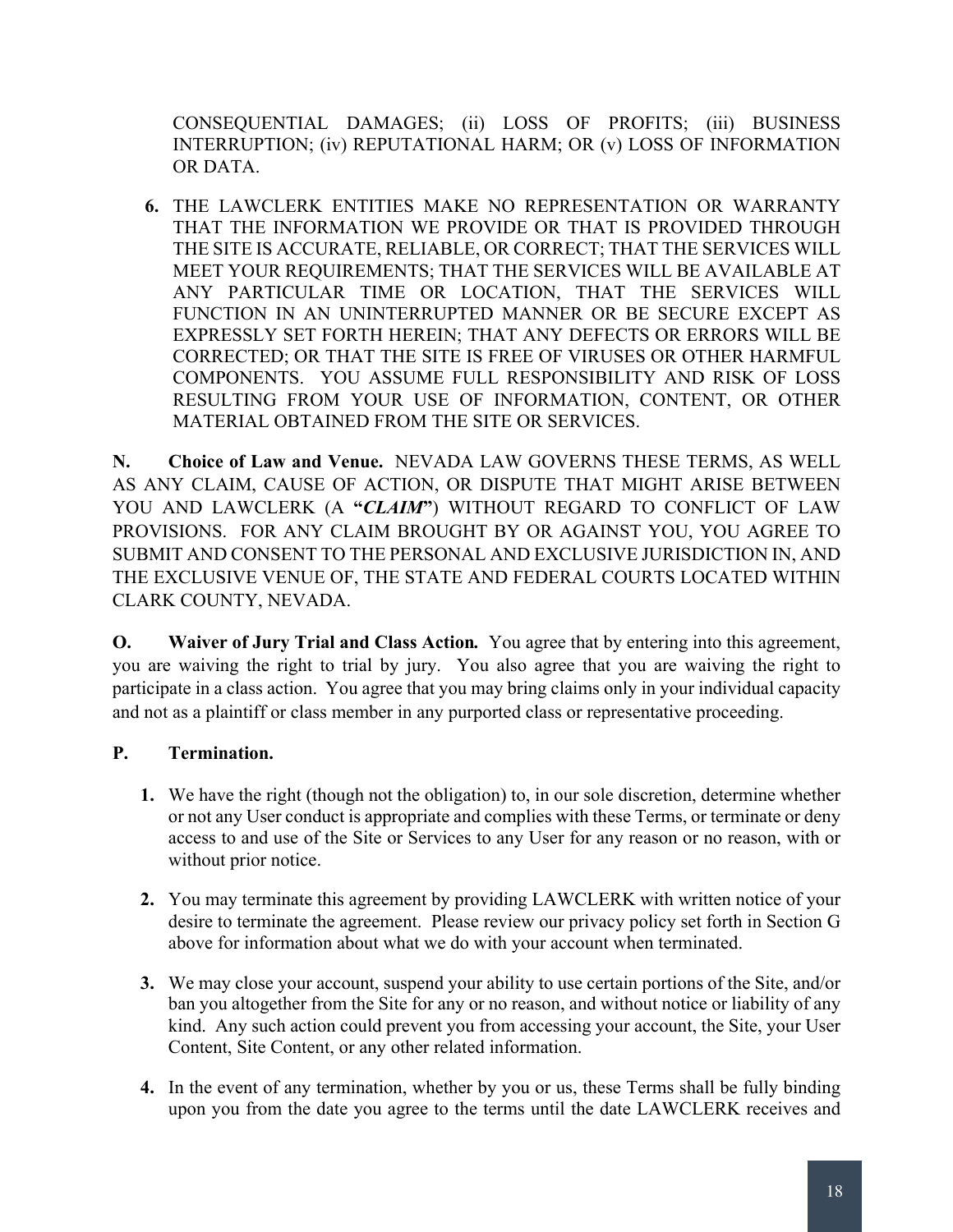CONSEQUENTIAL DAMAGES; (ii) LOSS OF PROFITS; (iii) BUSINESS INTERRUPTION; (iv) REPUTATIONAL HARM; OR (v) LOSS OF INFORMATION OR DATA.

6. THE LAWCLERK ENTITIES MAKE NO REPRESENTATION OR WARRANTY THAT THE INFORMATION WE PROVIDE OR THAT IS PROVIDED THROUGH THE SITE IS ACCURATE, RELIABLE, OR CORRECT; THAT THE SERVICES WILL MEET YOUR REQUIREMENTS; THAT THE SERVICES WILL BE AVAILABLE AT ANY PARTICULAR TIME OR LOCATION, THAT THE SERVICES WILL FUNCTION IN AN UNINTERRUPTED MANNER OR BE SECURE EXCEPT AS EXPRESSLY SET FORTH HEREIN; THAT ANY DEFECTS OR ERRORS WILL BE CORRECTED; OR THAT THE SITE IS FREE OF VIRUSES OR OTHER HARMFUL COMPONENTS. YOU ASSUME FULL RESPONSIBILITY AND RISK OF LOSS RESULTING FROM YOUR USE OF INFORMATION, CONTENT, OR OTHER MATERIAL OBTAINED FROM THE SITE OR SERVICES.

**N. Choice of Law and Venue.** NEVADA LAW GOVERNS THESE TERMS, AS WELL AS ANY CLAIM, CAUSE OF ACTION, OR DISPUTE THAT MIGHT ARISE BETWEEN YOU AND LAWCLERK (A **"*CLAIM*"**) WITHOUT REGARD TO CONFLICT OF LAW PROVISIONS. FOR ANY CLAIM BROUGHT BY OR AGAINST YOU, YOU AGREE TO SUBMIT AND CONSENT TO THE PERSONAL AND EXCLUSIVE JURISDICTION IN, AND THE EXCLUSIVE VENUE OF, THE STATE AND FEDERAL COURTS LOCATED WITHIN CLARK COUNTY, NEVADA.

**O. Waiver of Jury Trial and Class Action.** You agree that by entering into this agreement, you are waiving the right to trial by jury. You also agree that you are waiving the right to participate in a class action. You agree that you may bring claims only in your individual capacity and not as a plaintiff or class member in any purported class or representative proceeding.

**P. Termination.**

1. We have the right (though not the obligation) to, in our sole discretion, determine whether or not any User conduct is appropriate and complies with these Terms, or terminate or deny access to and use of the Site or Services to any User for any reason or no reason, with or without prior notice.

2. You may terminate this agreement by providing LAWCLERK with written notice of your desire to terminate the agreement. Please review our privacy policy set forth in Section G above for information about what we do with your account when terminated.

3. We may close your account, suspend your ability to use certain portions of the Site, and/or ban you altogether from the Site for any or no reason, and without notice or liability of any kind. Any such action could prevent you from accessing your account, the Site, your User Content, Site Content, or any other related information.

4. In the event of any termination, whether by you or us, these Terms shall be fully binding upon you from the date you agree to the terms until the date LAWCLERK receives and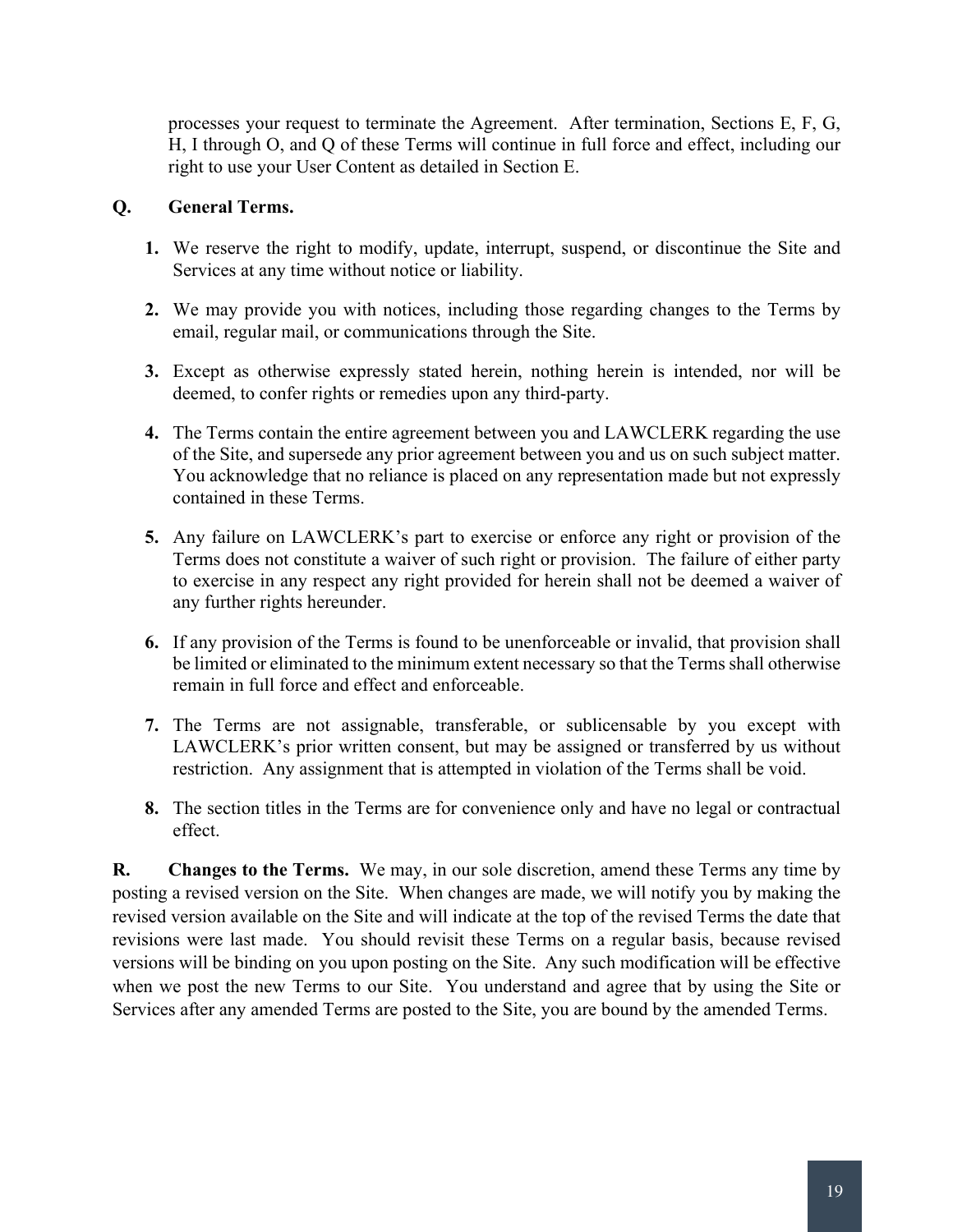processes your request to terminate the Agreement. After termination, Sections E, F, G, H, I through O, and Q of these Terms will continue in full force and effect, including our right to use your User Content as detailed in Section E.

**Q. General Terms.**

1. We reserve the right to modify, update, interrupt, suspend, or discontinue the Site and Services at any time without notice or liability.

2. We may provide you with notices, including those regarding changes to the Terms by email, regular mail, or communications through the Site.

3. Except as otherwise expressly stated herein, nothing herein is intended, nor will be deemed, to confer rights or remedies upon any third-party.

4. The Terms contain the entire agreement between you and LAWCLERK regarding the use of the Site, and supersede any prior agreement between you and us on such subject matter. You acknowledge that no reliance is placed on any representation made but not expressly contained in these Terms.

5. Any failure on LAWCLERK's part to exercise or enforce any right or provision of the Terms does not constitute a waiver of such right or provision. The failure of either party to exercise in any respect any right provided for herein shall not be deemed a waiver of any further rights hereunder.

6. If any provision of the Terms is found to be unenforceable or invalid, that provision shall be limited or eliminated to the minimum extent necessary so that the Terms shall otherwise remain in full force and effect and enforceable.

7. The Terms are not assignable, transferable, or sublicensable by you except with LAWCLERK's prior written consent, but may be assigned or transferred by us without restriction. Any assignment that is attempted in violation of the Terms shall be void.

8. The section titles in the Terms are for convenience only and have no legal or contractual effect.

**R. Changes to the Terms.** We may, in our sole discretion, amend these Terms any time by posting a revised version on the Site. When changes are made, we will notify you by making the revised version available on the Site and will indicate at the top of the revised Terms the date that revisions were last made. You should revisit these Terms on a regular basis, because revised versions will be binding on you upon posting on the Site. Any such modification will be effective when we post the new Terms to our Site. You understand and agree that by using the Site or Services after any amended Terms are posted to the Site, you are bound by the amended Terms.